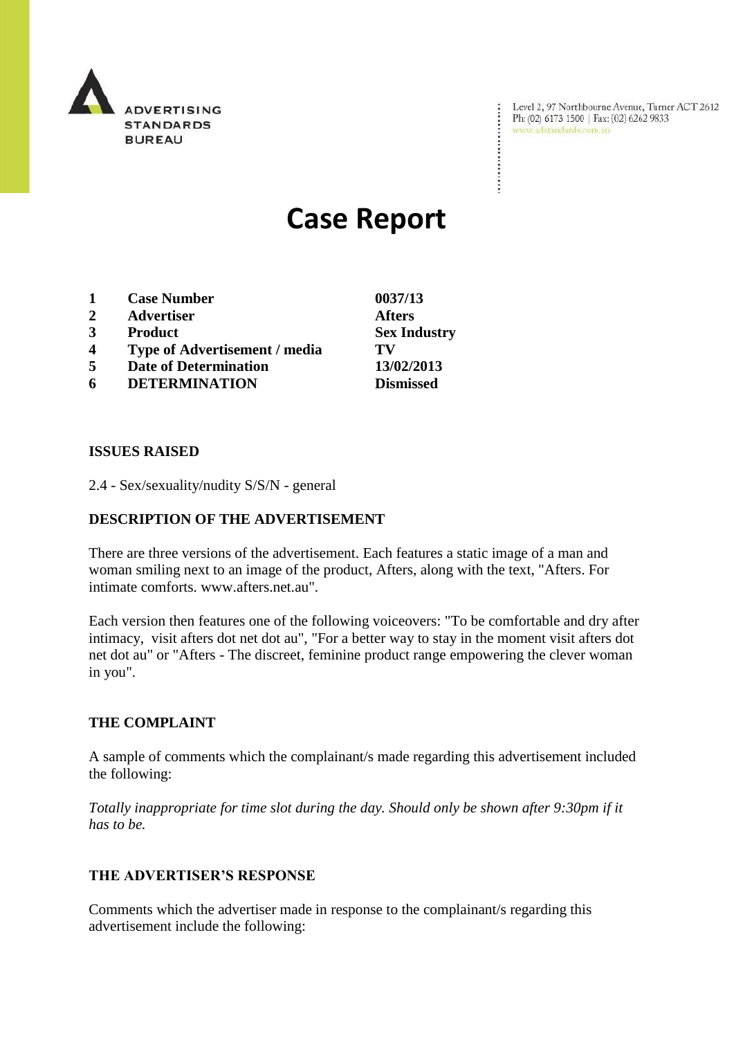ADVERTISING STANDARDS BUREAU

Level 2, 97 Northbourne Avenue, Turner ACT 2612
Ph: (02) 6173 1500 | Fax: (02) 6262 9833
www.adstandards.com.au

# Case Report

| | | |
|---|---|---|
| **1** | **Case Number** | **0037/13** |
| **2** | **Advertiser** | **Afters** |
| **3** | **Product** | **Sex Industry** |
| **4** | **Type of Advertisement / media** | **TV** |
| **5** | **Date of Determination** | **13/02/2013** |
| **6** | **DETERMINATION** | **Dismissed** |

## ISSUES RAISED

2.4 - Sex/sexuality/nudity S/S/N - general

## DESCRIPTION OF THE ADVERTISEMENT

There are three versions of the advertisement. Each features a static image of a man and woman smiling next to an image of the product, Afters, along with the text, "Afters. For intimate comforts. www.afters.net.au".

Each version then features one of the following voiceovers: "To be comfortable and dry after intimacy, visit afters dot net dot au", "For a better way to stay in the moment visit afters dot net dot au" or "Afters - The discreet, feminine product range empowering the clever woman in you".

## THE COMPLAINT

A sample of comments which the complainant/s made regarding this advertisement included the following:

*Totally inappropriate for time slot during the day. Should only be shown after 9:30pm if it has to be.*

## THE ADVERTISER'S RESPONSE

Comments which the advertiser made in response to the complainant/s regarding this advertisement include the following: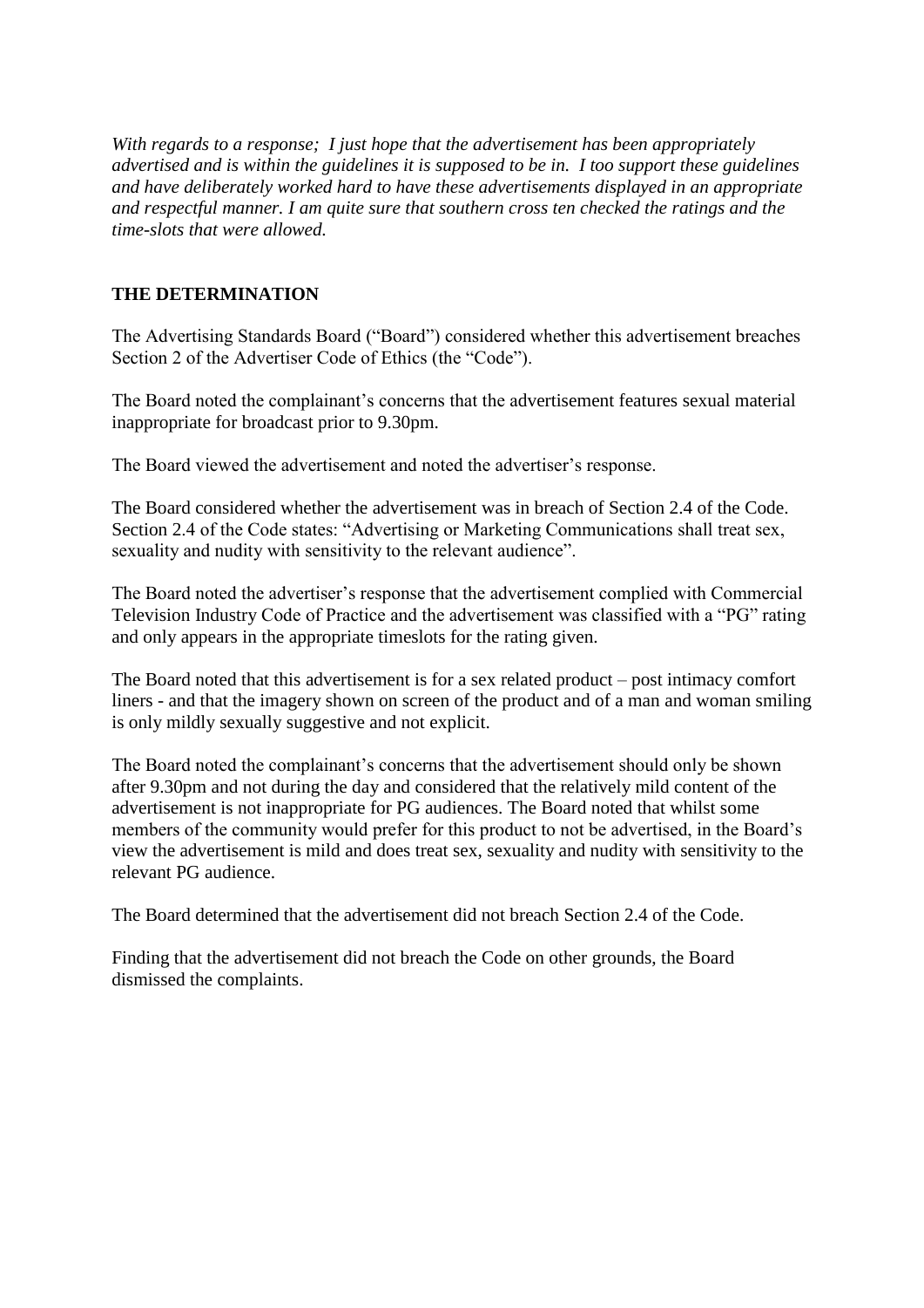*With regards to a response; I just hope that the advertisement has been appropriately advertised and is within the guidelines it is supposed to be in. I too support these guidelines and have deliberately worked hard to have these advertisements displayed in an appropriate and respectful manner. I am quite sure that southern cross ten checked the ratings and the time-slots that were allowed.*

**THE DETERMINATION**

The Advertising Standards Board ("Board") considered whether this advertisement breaches Section 2 of the Advertiser Code of Ethics (the "Code").

The Board noted the complainant's concerns that the advertisement features sexual material inappropriate for broadcast prior to 9.30pm.

The Board viewed the advertisement and noted the advertiser's response.

The Board considered whether the advertisement was in breach of Section 2.4 of the Code. Section 2.4 of the Code states: "Advertising or Marketing Communications shall treat sex, sexuality and nudity with sensitivity to the relevant audience".

The Board noted the advertiser's response that the advertisement complied with Commercial Television Industry Code of Practice and the advertisement was classified with a "PG" rating and only appears in the appropriate timeslots for the rating given.

The Board noted that this advertisement is for a sex related product – post intimacy comfort liners - and that the imagery shown on screen of the product and of a man and woman smiling is only mildly sexually suggestive and not explicit.

The Board noted the complainant's concerns that the advertisement should only be shown after 9.30pm and not during the day and considered that the relatively mild content of the advertisement is not inappropriate for PG audiences. The Board noted that whilst some members of the community would prefer for this product to not be advertised, in the Board's view the advertisement is mild and does treat sex, sexuality and nudity with sensitivity to the relevant PG audience.

The Board determined that the advertisement did not breach Section 2.4 of the Code.

Finding that the advertisement did not breach the Code on other grounds, the Board dismissed the complaints.